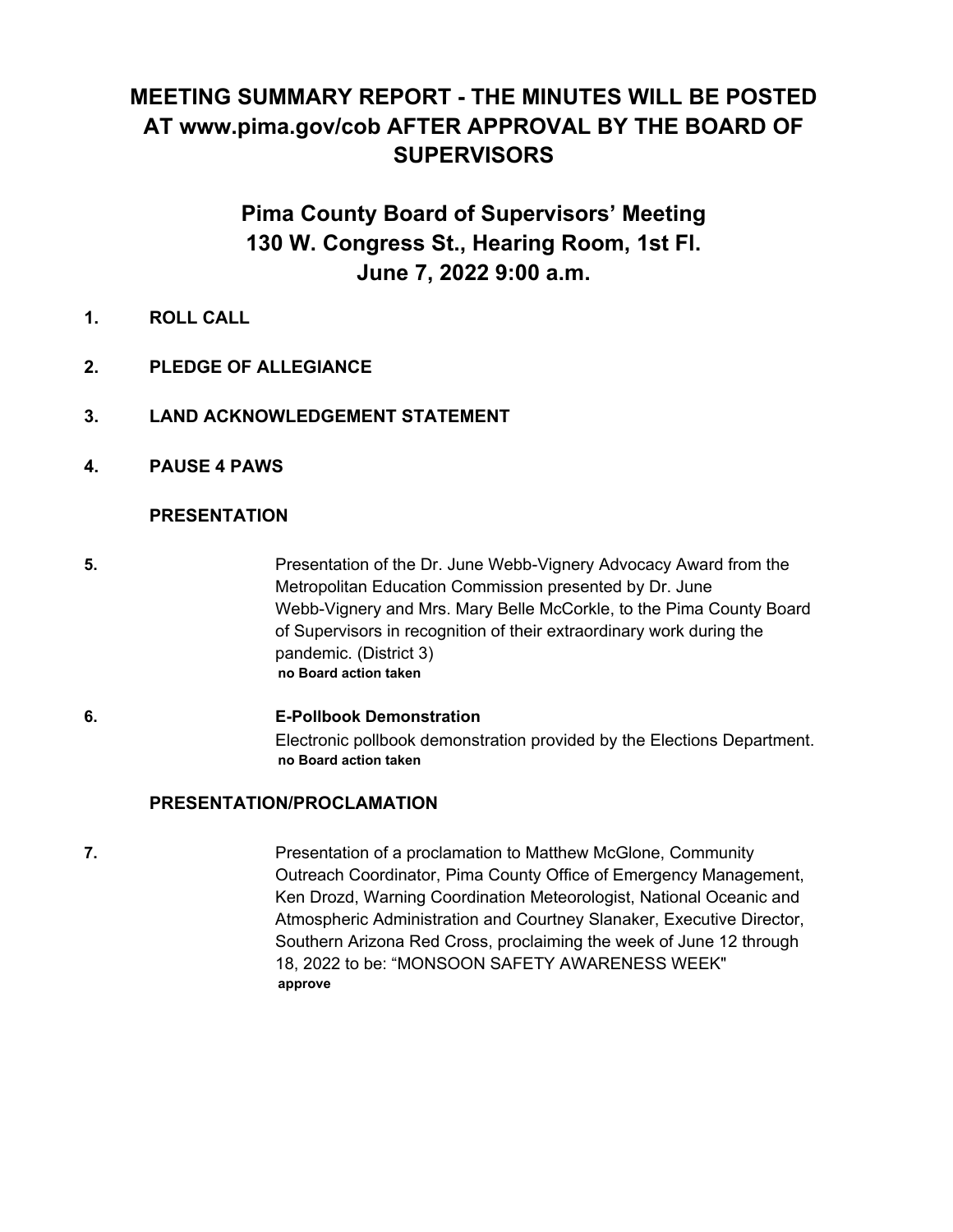# MEETING SUMMARY REPORT - THE MINUTES WILL BE POSTED AT www.pima.gov/cob AFTER APPROVAL BY THE BOARD OF SUPERVISORS

## Pima County Board of Supervisors' Meeting
## 130 W. Congress St., Hearing Room, 1st Fl.
## June 7, 2022 9:00 a.m.

**1. ROLL CALL**

**2. PLEDGE OF ALLEGIANCE**

**3. LAND ACKNOWLEDGEMENT STATEMENT**

**4. PAUSE 4 PAWS**

### PRESENTATION

**5.** Presentation of the Dr. June Webb-Vignery Advocacy Award from the Metropolitan Education Commission presented by Dr. June Webb-Vignery and Mrs. Mary Belle McCorkle, to the Pima County Board of Supervisors in recognition of their extraordinary work during the pandemic. (District 3)
**no Board action taken**

**6. E-Pollbook Demonstration**
Electronic pollbook demonstration provided by the Elections Department.
**no Board action taken**

### PRESENTATION/PROCLAMATION

**7.** Presentation of a proclamation to Matthew McGlone, Community Outreach Coordinator, Pima County Office of Emergency Management, Ken Drozd, Warning Coordination Meteorologist, National Oceanic and Atmospheric Administration and Courtney Slanaker, Executive Director, Southern Arizona Red Cross, proclaiming the week of June 12 through 18, 2022 to be: "MONSOON SAFETY AWARENESS WEEK"
**approve**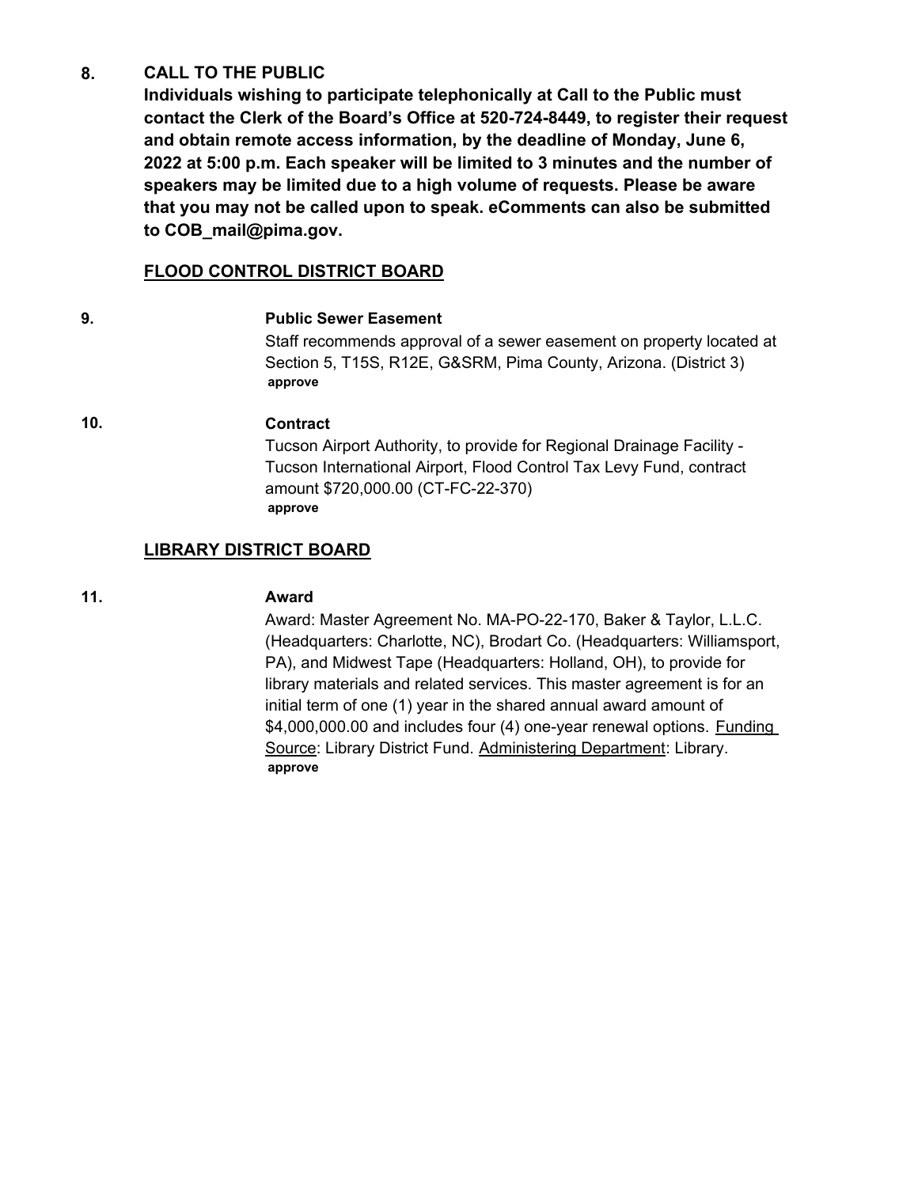**8. CALL TO THE PUBLIC**

**Individuals wishing to participate telephonically at Call to the Public must contact the Clerk of the Board's Office at 520-724-8449, to register their request and obtain remote access information, by the deadline of Monday, June 6, 2022 at 5:00 p.m. Each speaker will be limited to 3 minutes and the number of speakers may be limited due to a high volume of requests. Please be aware that you may not be called upon to speak. eComments can also be submitted to COB_mail@pima.gov.**

## FLOOD CONTROL DISTRICT BOARD

**9. Public Sewer Easement**

Staff recommends approval of a sewer easement on property located at Section 5, T15S, R12E, G&SRM, Pima County, Arizona. (District 3)

**approve**

**10. Contract**

Tucson Airport Authority, to provide for Regional Drainage Facility - Tucson International Airport, Flood Control Tax Levy Fund, contract amount $720,000.00 (CT-FC-22-370)

**approve**

## LIBRARY DISTRICT BOARD

**11. Award**

Award: Master Agreement No. MA-PO-22-170, Baker & Taylor, L.L.C. (Headquarters: Charlotte, NC), Brodart Co. (Headquarters: Williamsport, PA), and Midwest Tape (Headquarters: Holland, OH), to provide for library materials and related services. This master agreement is for an initial term of one (1) year in the shared annual award amount of $4,000,000.00 and includes four (4) one-year renewal options. Funding Source: Library District Fund. Administering Department: Library.

**approve**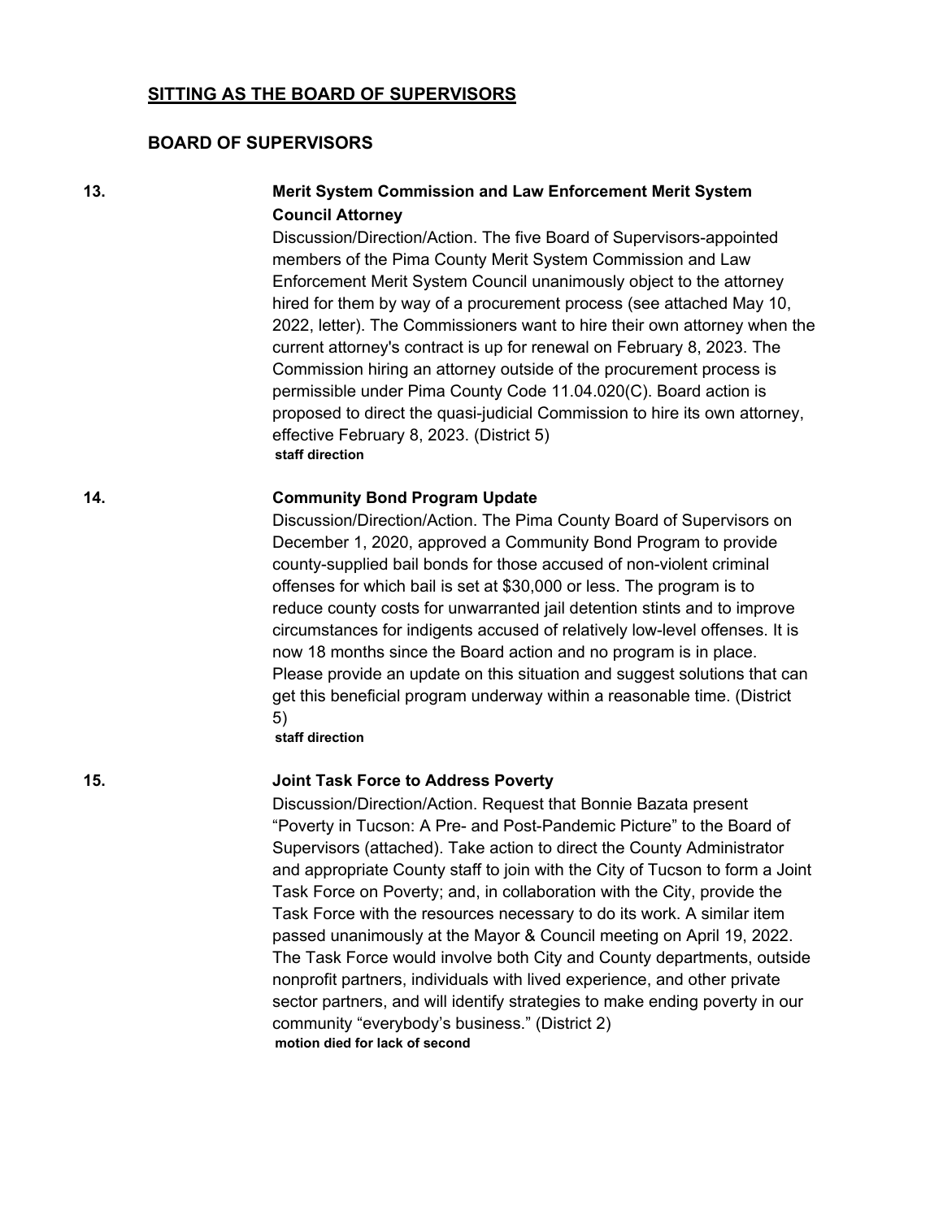## SITTING AS THE BOARD OF SUPERVISORS

### BOARD OF SUPERVISORS

**13. Merit System Commission and Law Enforcement Merit System Council Attorney**

Discussion/Direction/Action. The five Board of Supervisors-appointed members of the Pima County Merit System Commission and Law Enforcement Merit System Council unanimously object to the attorney hired for them by way of a procurement process (see attached May 10, 2022, letter). The Commissioners want to hire their own attorney when the current attorney's contract is up for renewal on February 8, 2023. The Commission hiring an attorney outside of the procurement process is permissible under Pima County Code 11.04.020(C). Board action is proposed to direct the quasi-judicial Commission to hire its own attorney, effective February 8, 2023. (District 5)

**staff direction**

**14. Community Bond Program Update**

Discussion/Direction/Action. The Pima County Board of Supervisors on December 1, 2020, approved a Community Bond Program to provide county-supplied bail bonds for those accused of non-violent criminal offenses for which bail is set at $30,000 or less. The program is to reduce county costs for unwarranted jail detention stints and to improve circumstances for indigents accused of relatively low-level offenses. It is now 18 months since the Board action and no program is in place. Please provide an update on this situation and suggest solutions that can get this beneficial program underway within a reasonable time. (District 5)

**staff direction**

**15. Joint Task Force to Address Poverty**

Discussion/Direction/Action. Request that Bonnie Bazata present "Poverty in Tucson: A Pre- and Post-Pandemic Picture" to the Board of Supervisors (attached). Take action to direct the County Administrator and appropriate County staff to join with the City of Tucson to form a Joint Task Force on Poverty; and, in collaboration with the City, provide the Task Force with the resources necessary to do its work. A similar item passed unanimously at the Mayor & Council meeting on April 19, 2022. The Task Force would involve both City and County departments, outside nonprofit partners, individuals with lived experience, and other private sector partners, and will identify strategies to make ending poverty in our community "everybody's business." (District 2)

**motion died for lack of second**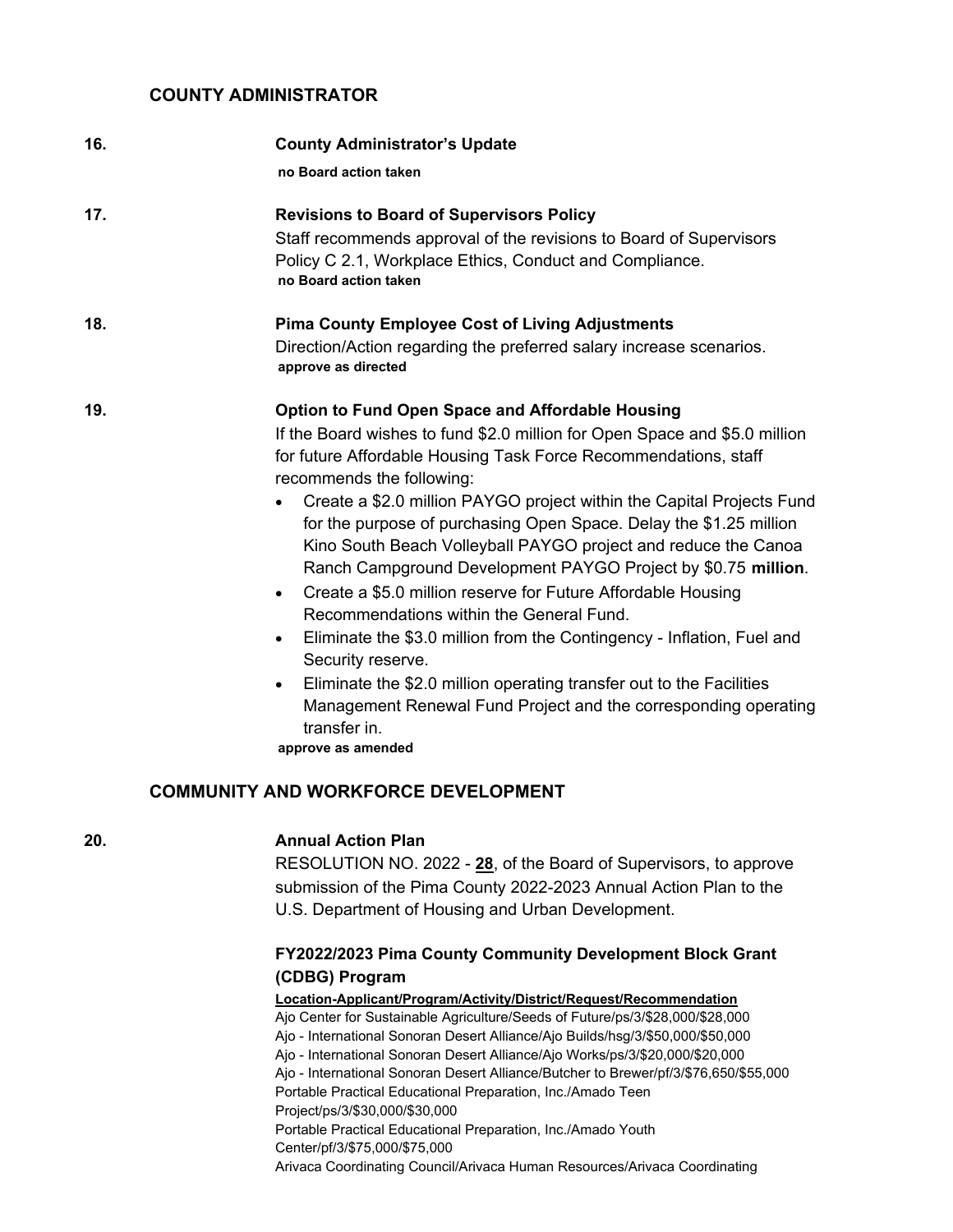## COUNTY ADMINISTRATOR

**16.** **County Administrator's Update**

**no Board action taken**

**17.** **Revisions to Board of Supervisors Policy**

Staff recommends approval of the revisions to Board of Supervisors Policy C 2.1, Workplace Ethics, Conduct and Compliance.

**no Board action taken**

**18.** **Pima County Employee Cost of Living Adjustments**

Direction/Action regarding the preferred salary increase scenarios.

**approve as directed**

**19.** **Option to Fund Open Space and Affordable Housing**

If the Board wishes to fund $2.0 million for Open Space and $5.0 million for future Affordable Housing Task Force Recommendations, staff recommends the following:

- Create a $2.0 million PAYGO project within the Capital Projects Fund for the purpose of purchasing Open Space. Delay the $1.25 million Kino South Beach Volleyball PAYGO project and reduce the Canoa Ranch Campground Development PAYGO Project by $0.75 **million**.
- Create a $5.0 million reserve for Future Affordable Housing Recommendations within the General Fund.
- Eliminate the $3.0 million from the Contingency - Inflation, Fuel and Security reserve.
- Eliminate the $2.0 million operating transfer out to the Facilities Management Renewal Fund Project and the corresponding operating transfer in.

**approve as amended**

## COMMUNITY AND WORKFORCE DEVELOPMENT

**20.** **Annual Action Plan**

RESOLUTION NO. 2022 - **28**, of the Board of Supervisors, to approve submission of the Pima County 2022-2023 Annual Action Plan to the U.S. Department of Housing and Urban Development.

**FY2022/2023 Pima County Community Development Block Grant (CDBG) Program**

**Location-Applicant/Program/Activity/District/Request/Recommendation**

Ajo Center for Sustainable Agriculture/Seeds of Future/ps/3/$28,000/$28,000

Ajo - International Sonoran Desert Alliance/Ajo Builds/hsg/3/$50,000/$50,000

Ajo - International Sonoran Desert Alliance/Ajo Works/ps/3/$20,000/$20,000

Ajo - International Sonoran Desert Alliance/Butcher to Brewer/pf/3/$76,650/$55,000

Portable Practical Educational Preparation, Inc./Amado Teen Project/ps/3/$30,000/$30,000

Portable Practical Educational Preparation, Inc./Amado Youth Center/pf/3/$75,000/$75,000

Arivaca Coordinating Council/Arivaca Human Resources/Arivaca Coordinating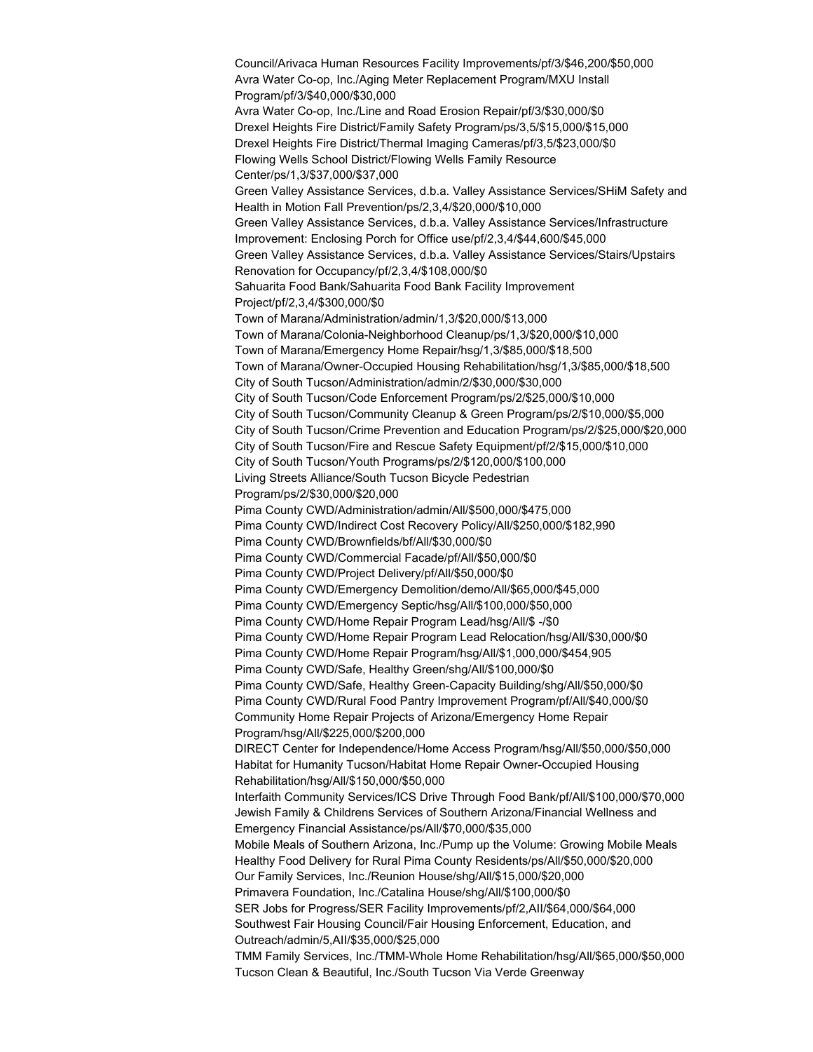Council/Arivaca Human Resources Facility Improvements/pf/3/$46,200/$50,000
Avra Water Co-op, Inc./Aging Meter Replacement Program/MXU Install Program/pf/3/$40,000/$30,000
Avra Water Co-op, Inc./Line and Road Erosion Repair/pf/3/$30,000/$0
Drexel Heights Fire District/Family Safety Program/ps/3,5/$15,000/$15,000
Drexel Heights Fire District/Thermal Imaging Cameras/pf/3,5/$23,000/$0
Flowing Wells School District/Flowing Wells Family Resource Center/ps/1,3/$37,000/$37,000
Green Valley Assistance Services, d.b.a. Valley Assistance Services/SHiM Safety and Health in Motion Fall Prevention/ps/2,3,4/$20,000/$10,000
Green Valley Assistance Services, d.b.a. Valley Assistance Services/Infrastructure Improvement: Enclosing Porch for Office use/pf/2,3,4/$44,600/$45,000
Green Valley Assistance Services, d.b.a. Valley Assistance Services/Stairs/Upstairs Renovation for Occupancy/pf/2,3,4/$108,000/$0
Sahuarita Food Bank/Sahuarita Food Bank Facility Improvement Project/pf/2,3,4/$300,000/$0
Town of Marana/Administration/admin/1,3/$20,000/$13,000
Town of Marana/Colonia-Neighborhood Cleanup/ps/1,3/$20,000/$10,000
Town of Marana/Emergency Home Repair/hsg/1,3/$85,000/$18,500
Town of Marana/Owner-Occupied Housing Rehabilitation/hsg/1,3/$85,000/$18,500
City of South Tucson/Administration/admin/2/$30,000/$30,000
City of South Tucson/Code Enforcement Program/ps/2/$25,000/$10,000
City of South Tucson/Community Cleanup & Green Program/ps/2/$10,000/$5,000
City of South Tucson/Crime Prevention and Education Program/ps/2/$25,000/$20,000
City of South Tucson/Fire and Rescue Safety Equipment/pf/2/$15,000/$10,000
City of South Tucson/Youth Programs/ps/2/$120,000/$100,000
Living Streets Alliance/South Tucson Bicycle Pedestrian Program/ps/2/$30,000/$20,000
Pima County CWD/Administration/admin/All/$500,000/$475,000
Pima County CWD/Indirect Cost Recovery Policy/All/$250,000/$182,990
Pima County CWD/Brownfields/bf/All/$30,000/$0
Pima County CWD/Commercial Facade/pf/All/$50,000/$0
Pima County CWD/Project Delivery/pf/All/$50,000/$0
Pima County CWD/Emergency Demolition/demo/All/$65,000/$45,000
Pima County CWD/Emergency Septic/hsg/All/$100,000/$50,000
Pima County CWD/Home Repair Program Lead/hsg/All/$ -/$0
Pima County CWD/Home Repair Program Lead Relocation/hsg/All/$30,000/$0
Pima County CWD/Home Repair Program/hsg/All/$1,000,000/$454,905
Pima County CWD/Safe, Healthy Green/shg/All/$100,000/$0
Pima County CWD/Safe, Healthy Green-Capacity Building/shg/All/$50,000/$0
Pima County CWD/Rural Food Pantry Improvement Program/pf/All/$40,000/$0
Community Home Repair Projects of Arizona/Emergency Home Repair Program/hsg/All/$225,000/$200,000
DIRECT Center for Independence/Home Access Program/hsg/All/$50,000/$50,000
Habitat for Humanity Tucson/Habitat Home Repair Owner-Occupied Housing Rehabilitation/hsg/All/$150,000/$50,000
Interfaith Community Services/ICS Drive Through Food Bank/pf/All/$100,000/$70,000
Jewish Family & Childrens Services of Southern Arizona/Financial Wellness and Emergency Financial Assistance/ps/All/$70,000/$35,000
Mobile Meals of Southern Arizona, Inc./Pump up the Volume: Growing Mobile Meals Healthy Food Delivery for Rural Pima County Residents/ps/All/$50,000/$20,000
Our Family Services, Inc./Reunion House/shg/All/$15,000/$20,000
Primavera Foundation, Inc./Catalina House/shg/All/$100,000/$0
SER Jobs for Progress/SER Facility Improvements/pf/2,AII/$64,000/$64,000
Southwest Fair Housing Council/Fair Housing Enforcement, Education, and Outreach/admin/5,AII/$35,000/$25,000
TMM Family Services, Inc./TMM-Whole Home Rehabilitation/hsg/All/$65,000/$50,000
Tucson Clean & Beautiful, Inc./South Tucson Via Verde Greenway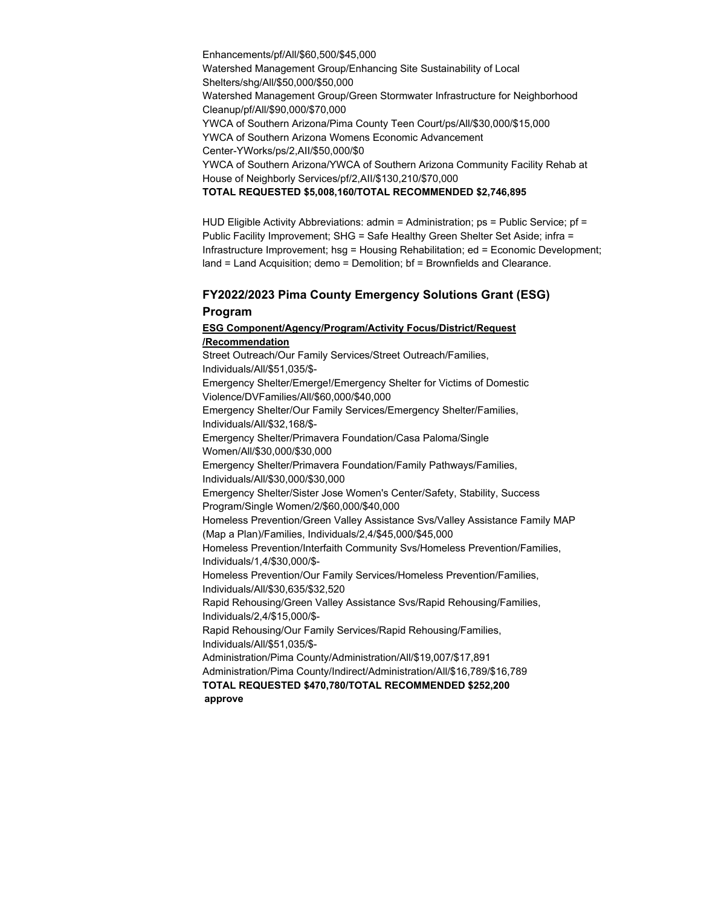Enhancements/pf/All/$60,500/$45,000
Watershed Management Group/Enhancing Site Sustainability of Local Shelters/shg/All/$50,000/$50,000
Watershed Management Group/Green Stormwater Infrastructure for Neighborhood Cleanup/pf/All/$90,000/$70,000
YWCA of Southern Arizona/Pima County Teen Court/ps/All/$30,000/$15,000
YWCA of Southern Arizona Womens Economic Advancement Center-YWorks/ps/2,AII/$50,000/$0
YWCA of Southern Arizona/YWCA of Southern Arizona Community Facility Rehab at House of Neighborly Services/pf/2,AII/$130,210/$70,000
**TOTAL REQUESTED $5,008,160/TOTAL RECOMMENDED $2,746,895**

HUD Eligible Activity Abbreviations: admin = Administration; ps = Public Service; pf = Public Facility Improvement; SHG = Safe Healthy Green Shelter Set Aside; infra = Infrastructure Improvement; hsg = Housing Rehabilitation; ed = Economic Development; land = Land Acquisition; demo = Demolition; bf = Brownfields and Clearance.

## FY2022/2023 Pima County Emergency Solutions Grant (ESG) Program

**ESG Component/Agency/Program/Activity Focus/District/Request /Recommendation**

Street Outreach/Our Family Services/Street Outreach/Families, Individuals/All/$51,035/$-
Emergency Shelter/Emerge!/Emergency Shelter for Victims of Domestic Violence/DVFamilies/All/$60,000/$40,000
Emergency Shelter/Our Family Services/Emergency Shelter/Families, Individuals/All/$32,168/$-
Emergency Shelter/Primavera Foundation/Casa Paloma/Single Women/All/$30,000/$30,000
Emergency Shelter/Primavera Foundation/Family Pathways/Families, Individuals/All/$30,000/$30,000
Emergency Shelter/Sister Jose Women's Center/Safety, Stability, Success Program/Single Women/2/$60,000/$40,000
Homeless Prevention/Green Valley Assistance Svs/Valley Assistance Family MAP (Map a Plan)/Families, Individuals/2,4/$45,000/$45,000
Homeless Prevention/Interfaith Community Svs/Homeless Prevention/Families, Individuals/1,4/$30,000/$-
Homeless Prevention/Our Family Services/Homeless Prevention/Families, Individuals/All/$30,635/$32,520
Rapid Rehousing/Green Valley Assistance Svs/Rapid Rehousing/Families, Individuals/2,4/$15,000/$-
Rapid Rehousing/Our Family Services/Rapid Rehousing/Families, Individuals/All/$51,035/$-
Administration/Pima County/Administration/All/$19,007/$17,891
Administration/Pima County/Indirect/Administration/All/$16,789/$16,789
**TOTAL REQUESTED $470,780/TOTAL RECOMMENDED $252,200**
**approve**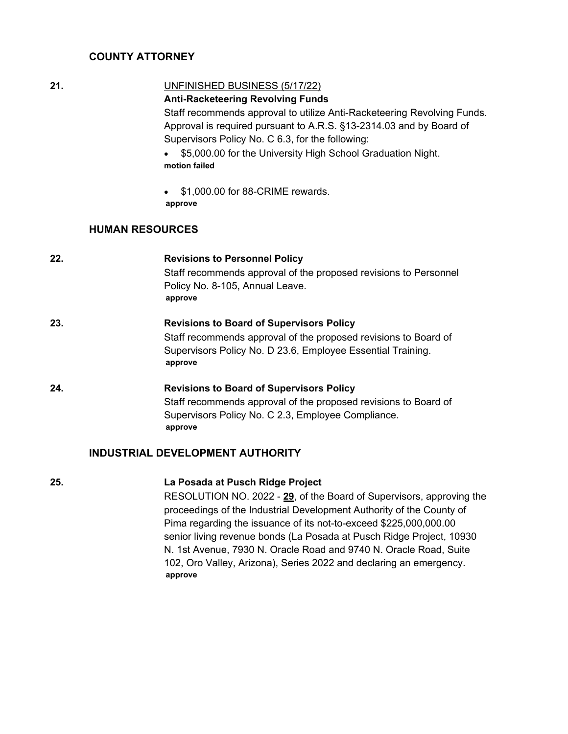## COUNTY ATTORNEY

**21.** UNFINISHED BUSINESS (5/17/22)

**Anti-Racketeering Revolving Funds**

Staff recommends approval to utilize Anti-Racketeering Revolving Funds. Approval is required pursuant to A.R.S. §13-2314.03 and by Board of Supervisors Policy No. C 6.3, for the following:

- $5,000.00 for the University High School Graduation Night.

**motion failed**

- $1,000.00 for 88-CRIME rewards.

**approve**

## HUMAN RESOURCES

**22.** **Revisions to Personnel Policy**

Staff recommends approval of the proposed revisions to Personnel Policy No. 8-105, Annual Leave.

**approve**

**23.** **Revisions to Board of Supervisors Policy**

Staff recommends approval of the proposed revisions to Board of Supervisors Policy No. D 23.6, Employee Essential Training.

**approve**

**24.** **Revisions to Board of Supervisors Policy**

Staff recommends approval of the proposed revisions to Board of Supervisors Policy No. C 2.3, Employee Compliance.

**approve**

## INDUSTRIAL DEVELOPMENT AUTHORITY

**25.** **La Posada at Pusch Ridge Project**

RESOLUTION NO. 2022 - **29**, of the Board of Supervisors, approving the proceedings of the Industrial Development Authority of the County of Pima regarding the issuance of its not-to-exceed $225,000,000.00 senior living revenue bonds (La Posada at Pusch Ridge Project, 10930 N. 1st Avenue, 7930 N. Oracle Road and 9740 N. Oracle Road, Suite 102, Oro Valley, Arizona), Series 2022 and declaring an emergency.

**approve**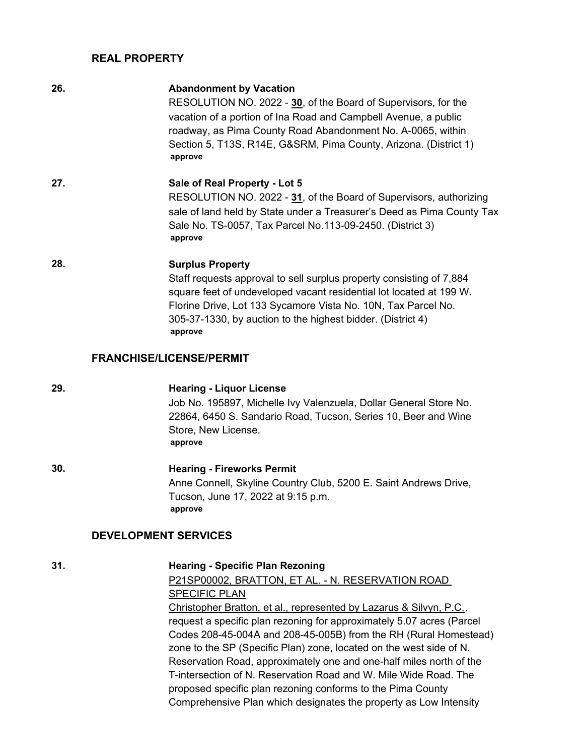## REAL PROPERTY

**26.** **Abandonment by Vacation**

RESOLUTION NO. 2022 - **30**, of the Board of Supervisors, for the vacation of a portion of Ina Road and Campbell Avenue, a public roadway, as Pima County Road Abandonment No. A-0065, within Section 5, T13S, R14E, G&SRM, Pima County, Arizona. (District 1)

**approve**

**27.** **Sale of Real Property - Lot 5**

RESOLUTION NO. 2022 - **31**, of the Board of Supervisors, authorizing sale of land held by State under a Treasurer's Deed as Pima County Tax Sale No. TS-0057, Tax Parcel No.113-09-2450. (District 3)

**approve**

**28.** **Surplus Property**

Staff requests approval to sell surplus property consisting of 7,884 square feet of undeveloped vacant residential lot located at 199 W. Florine Drive, Lot 133 Sycamore Vista No. 10N, Tax Parcel No. 305-37-1330, by auction to the highest bidder. (District 4)

**approve**

## FRANCHISE/LICENSE/PERMIT

**29.** **Hearing - Liquor License**

Job No. 195897, Michelle Ivy Valenzuela, Dollar General Store No. 22864, 6450 S. Sandario Road, Tucson, Series 10, Beer and Wine Store, New License.

**approve**

**30.** **Hearing - Fireworks Permit**

Anne Connell, Skyline Country Club, 5200 E. Saint Andrews Drive, Tucson, June 17, 2022 at 9:15 p.m.

**approve**

## DEVELOPMENT SERVICES

**31.** **Hearing - Specific Plan Rezoning**

P21SP00002, BRATTON, ET AL. - N. RESERVATION ROAD SPECIFIC PLAN

Christopher Bratton, et al., represented by Lazarus & Silvyn, P.C., request a specific plan rezoning for approximately 5.07 acres (Parcel Codes 208-45-004A and 208-45-005B) from the RH (Rural Homestead) zone to the SP (Specific Plan) zone, located on the west side of N. Reservation Road, approximately one and one-half miles north of the T-intersection of N. Reservation Road and W. Mile Wide Road. The proposed specific plan rezoning conforms to the Pima County Comprehensive Plan which designates the property as Low Intensity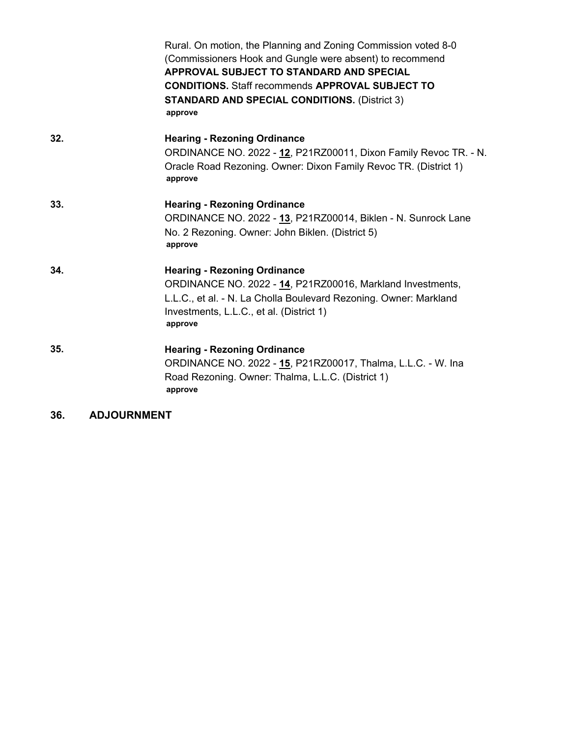Rural. On motion, the Planning and Zoning Commission voted 8-0 (Commissioners Hook and Gungle were absent) to recommend **APPROVAL SUBJECT TO STANDARD AND SPECIAL CONDITIONS.** Staff recommends **APPROVAL SUBJECT TO STANDARD AND SPECIAL CONDITIONS.** (District 3)
**approve**

**32.** **Hearing - Rezoning Ordinance**
ORDINANCE NO. 2022 - **12**, P21RZ00011, Dixon Family Revoc TR. - N. Oracle Road Rezoning. Owner: Dixon Family Revoc TR. (District 1)
**approve**

**33.** **Hearing - Rezoning Ordinance**
ORDINANCE NO. 2022 - **13**, P21RZ00014, Biklen - N. Sunrock Lane No. 2 Rezoning. Owner: John Biklen. (District 5)
**approve**

**34.** **Hearing - Rezoning Ordinance**
ORDINANCE NO. 2022 - **14**, P21RZ00016, Markland Investments, L.L.C., et al. - N. La Cholla Boulevard Rezoning. Owner: Markland Investments, L.L.C., et al. (District 1)
**approve**

**35.** **Hearing - Rezoning Ordinance**
ORDINANCE NO. 2022 - **15**, P21RZ00017, Thalma, L.L.C. - W. Ina Road Rezoning. Owner: Thalma, L.L.C. (District 1)
**approve**

**36. ADJOURNMENT**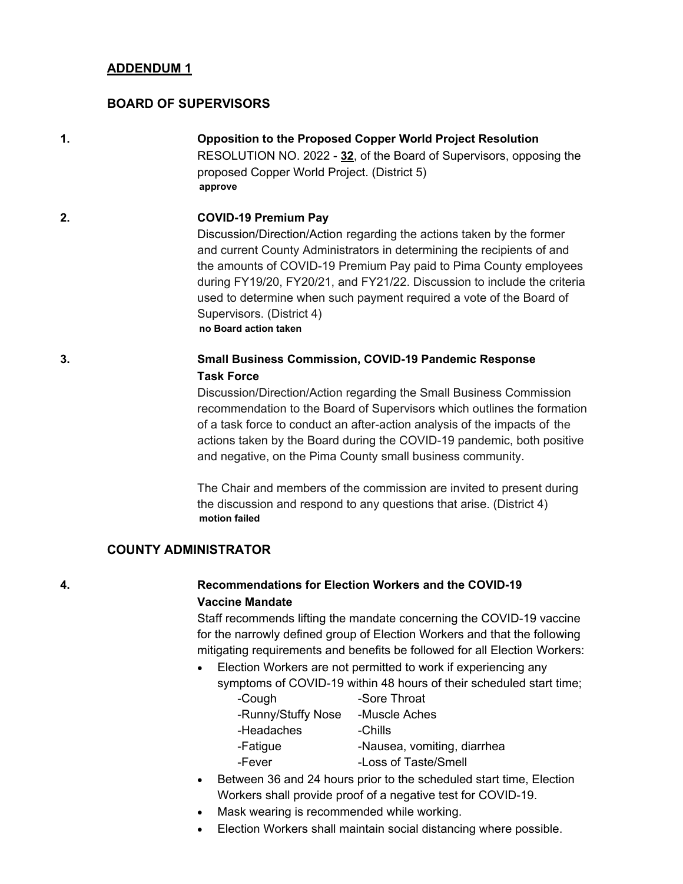## ADDENDUM 1

### BOARD OF SUPERVISORS

1. **Opposition to the Proposed Copper World Project Resolution**

   RESOLUTION NO. 2022 - **32**, of the Board of Supervisors, opposing the proposed Copper World Project. (District 5)

   **approve**

2. **COVID-19 Premium Pay**

   Discussion/Direction/Action regarding the actions taken by the former and current County Administrators in determining the recipients of and the amounts of COVID-19 Premium Pay paid to Pima County employees during FY19/20, FY20/21, and FY21/22. Discussion to include the criteria used to determine when such payment required a vote of the Board of Supervisors. (District 4)

   **no Board action taken**

3. **Small Business Commission, COVID-19 Pandemic Response Task Force**

   Discussion/Direction/Action regarding the Small Business Commission recommendation to the Board of Supervisors which outlines the formation of a task force to conduct an after-action analysis of the impacts of the actions taken by the Board during the COVID-19 pandemic, both positive and negative, on the Pima County small business community.

   The Chair and members of the commission are invited to present during the discussion and respond to any questions that arise. (District 4)

   **motion failed**

### COUNTY ADMINISTRATOR

4. **Recommendations for Election Workers and the COVID-19 Vaccine Mandate**

   Staff recommends lifting the mandate concerning the COVID-19 vaccine for the narrowly defined group of Election Workers and that the following mitigating requirements and benefits be followed for all Election Workers:

   - Election Workers are not permitted to work if experiencing any symptoms of COVID-19 within 48 hours of their scheduled start time;

     | | |
     |---|---|
     | -Cough | -Sore Throat |
     | -Runny/Stuffy Nose | -Muscle Aches |
     | -Headaches | -Chills |
     | -Fatigue | -Nausea, vomiting, diarrhea |
     | -Fever | -Loss of Taste/Smell |

   - Between 36 and 24 hours prior to the scheduled start time, Election Workers shall provide proof of a negative test for COVID-19.
   - Mask wearing is recommended while working.
   - Election Workers shall maintain social distancing where possible.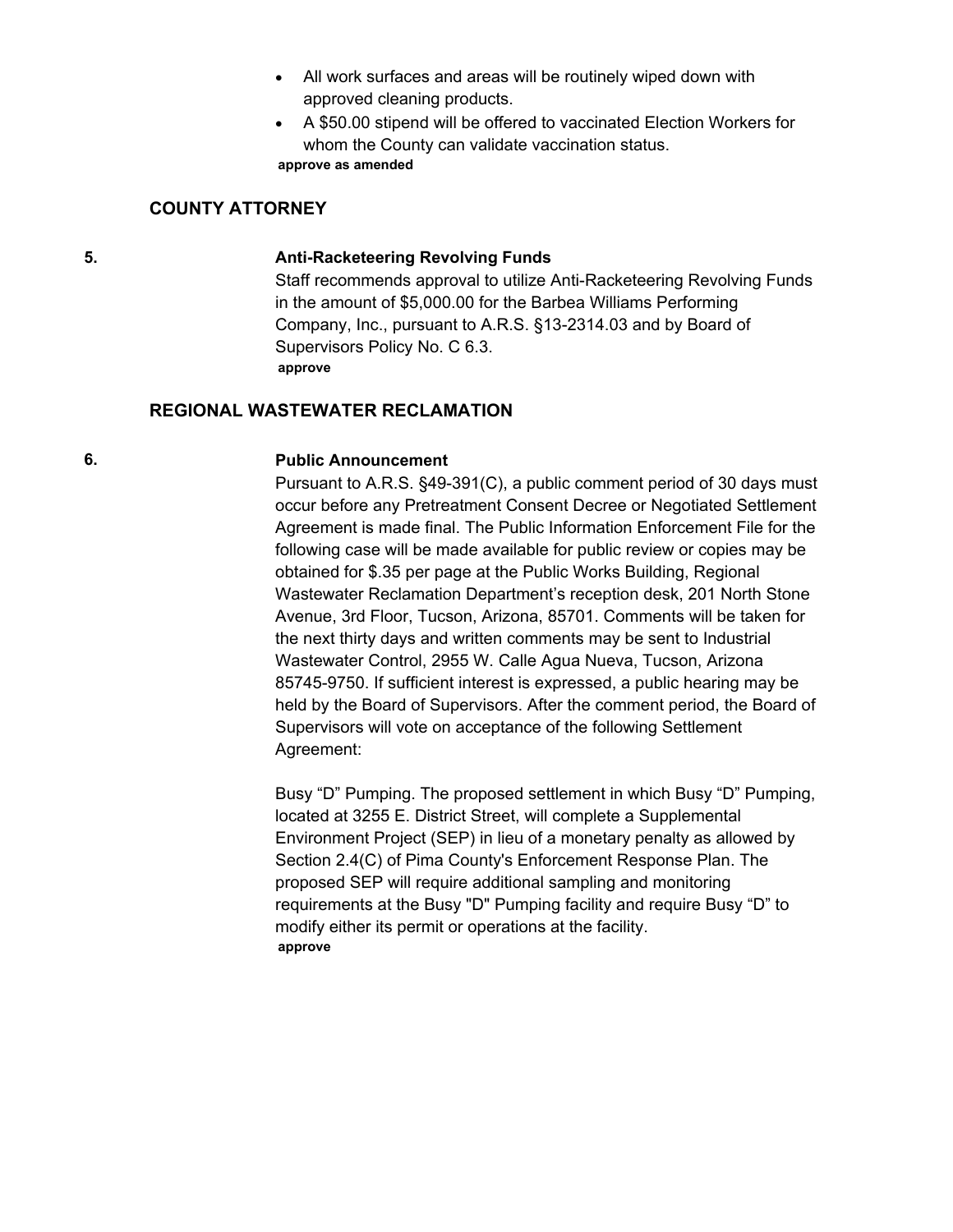- All work surfaces and areas will be routinely wiped down with approved cleaning products.
- A $50.00 stipend will be offered to vaccinated Election Workers for whom the County can validate vaccination status.

**approve as amended**

## COUNTY ATTORNEY

**5. Anti-Racketeering Revolving Funds**

Staff recommends approval to utilize Anti-Racketeering Revolving Funds in the amount of $5,000.00 for the Barbea Williams Performing Company, Inc., pursuant to A.R.S. §13-2314.03 and by Board of Supervisors Policy No. C 6.3.

**approve**

## REGIONAL WASTEWATER RECLAMATION

**6. Public Announcement**

Pursuant to A.R.S. §49-391(C), a public comment period of 30 days must occur before any Pretreatment Consent Decree or Negotiated Settlement Agreement is made final. The Public Information Enforcement File for the following case will be made available for public review or copies may be obtained for $.35 per page at the Public Works Building, Regional Wastewater Reclamation Department's reception desk, 201 North Stone Avenue, 3rd Floor, Tucson, Arizona, 85701. Comments will be taken for the next thirty days and written comments may be sent to Industrial Wastewater Control, 2955 W. Calle Agua Nueva, Tucson, Arizona 85745-9750. If sufficient interest is expressed, a public hearing may be held by the Board of Supervisors. After the comment period, the Board of Supervisors will vote on acceptance of the following Settlement Agreement:

Busy "D" Pumping. The proposed settlement in which Busy "D" Pumping, located at 3255 E. District Street, will complete a Supplemental Environment Project (SEP) in lieu of a monetary penalty as allowed by Section 2.4(C) of Pima County's Enforcement Response Plan. The proposed SEP will require additional sampling and monitoring requirements at the Busy "D" Pumping facility and require Busy "D" to modify either its permit or operations at the facility.

**approve**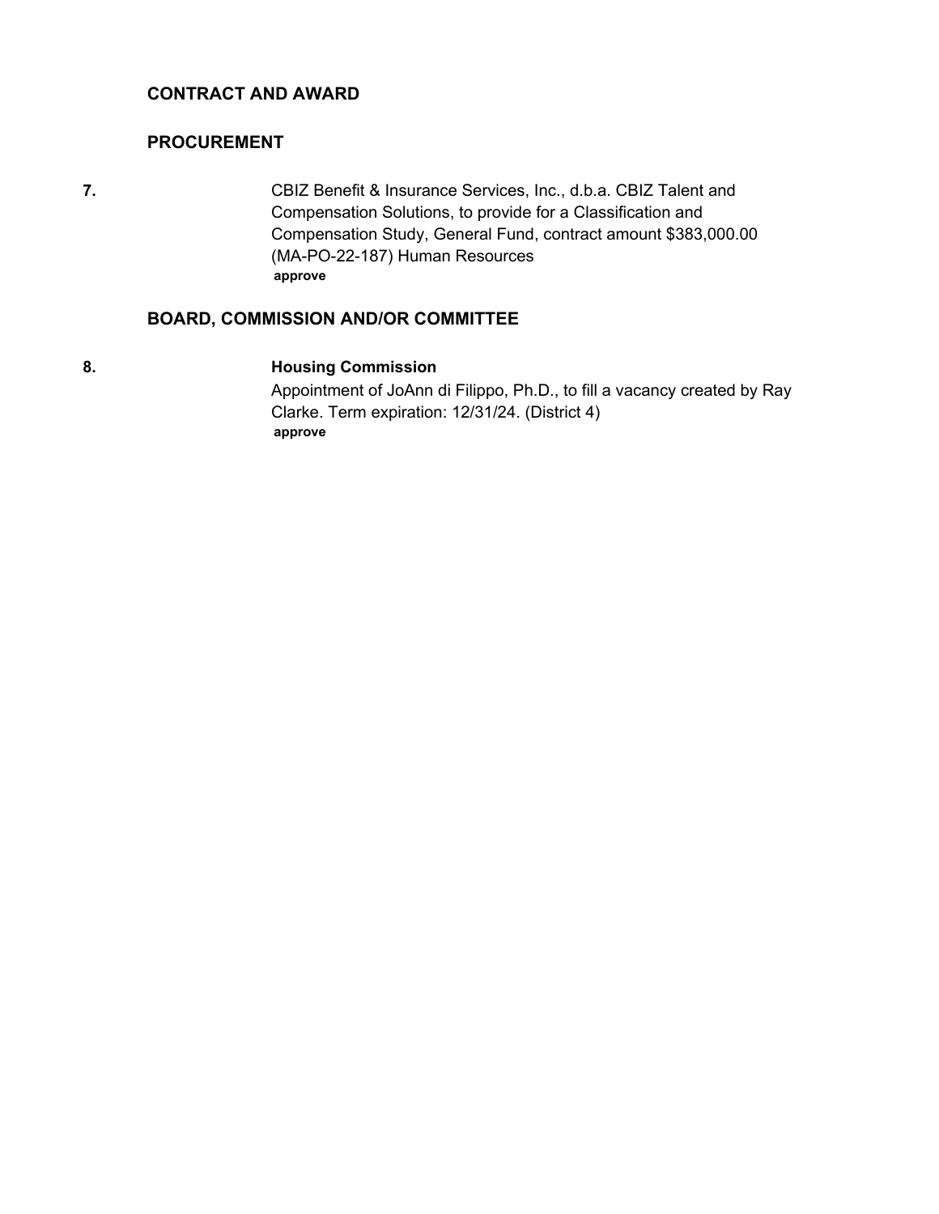## CONTRACT AND AWARD

### PROCUREMENT

**7.** CBIZ Benefit & Insurance Services, Inc., d.b.a. CBIZ Talent and Compensation Solutions, to provide for a Classification and Compensation Study, General Fund, contract amount $383,000.00 (MA-PO-22-187) Human Resources

**approve**

## BOARD, COMMISSION AND/OR COMMITTEE

**8.** **Housing Commission**

Appointment of JoAnn di Filippo, Ph.D., to fill a vacancy created by Ray Clarke. Term expiration: 12/31/24. (District 4)

**approve**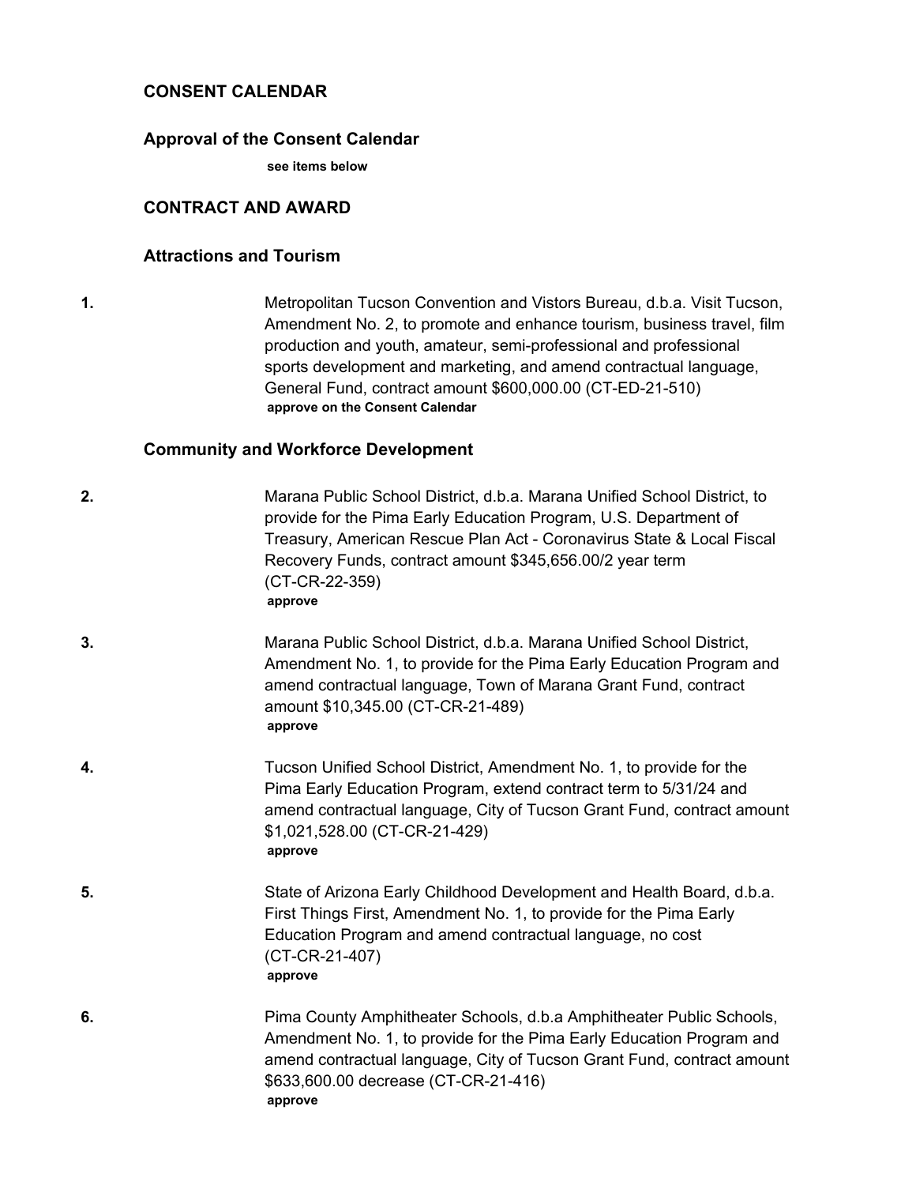## CONSENT CALENDAR

### Approval of the Consent Calendar

**see items below**

## CONTRACT AND AWARD

### Attractions and Tourism

**1.** Metropolitan Tucson Convention and Vistors Bureau, d.b.a. Visit Tucson, Amendment No. 2, to promote and enhance tourism, business travel, film production and youth, amateur, semi-professional and professional sports development and marketing, and amend contractual language, General Fund, contract amount $600,000.00 (CT-ED-21-510)
**approve on the Consent Calendar**

### Community and Workforce Development

**2.** Marana Public School District, d.b.a. Marana Unified School District, to provide for the Pima Early Education Program, U.S. Department of Treasury, American Rescue Plan Act - Coronavirus State & Local Fiscal Recovery Funds, contract amount $345,656.00/2 year term (CT-CR-22-359)
**approve**

**3.** Marana Public School District, d.b.a. Marana Unified School District, Amendment No. 1, to provide for the Pima Early Education Program and amend contractual language, Town of Marana Grant Fund, contract amount $10,345.00 (CT-CR-21-489)
**approve**

**4.** Tucson Unified School District, Amendment No. 1, to provide for the Pima Early Education Program, extend contract term to 5/31/24 and amend contractual language, City of Tucson Grant Fund, contract amount $1,021,528.00 (CT-CR-21-429)
**approve**

**5.** State of Arizona Early Childhood Development and Health Board, d.b.a. First Things First, Amendment No. 1, to provide for the Pima Early Education Program and amend contractual language, no cost (CT-CR-21-407)
**approve**

**6.** Pima County Amphitheater Schools, d.b.a Amphitheater Public Schools, Amendment No. 1, to provide for the Pima Early Education Program and amend contractual language, City of Tucson Grant Fund, contract amount $633,600.00 decrease (CT-CR-21-416)
**approve**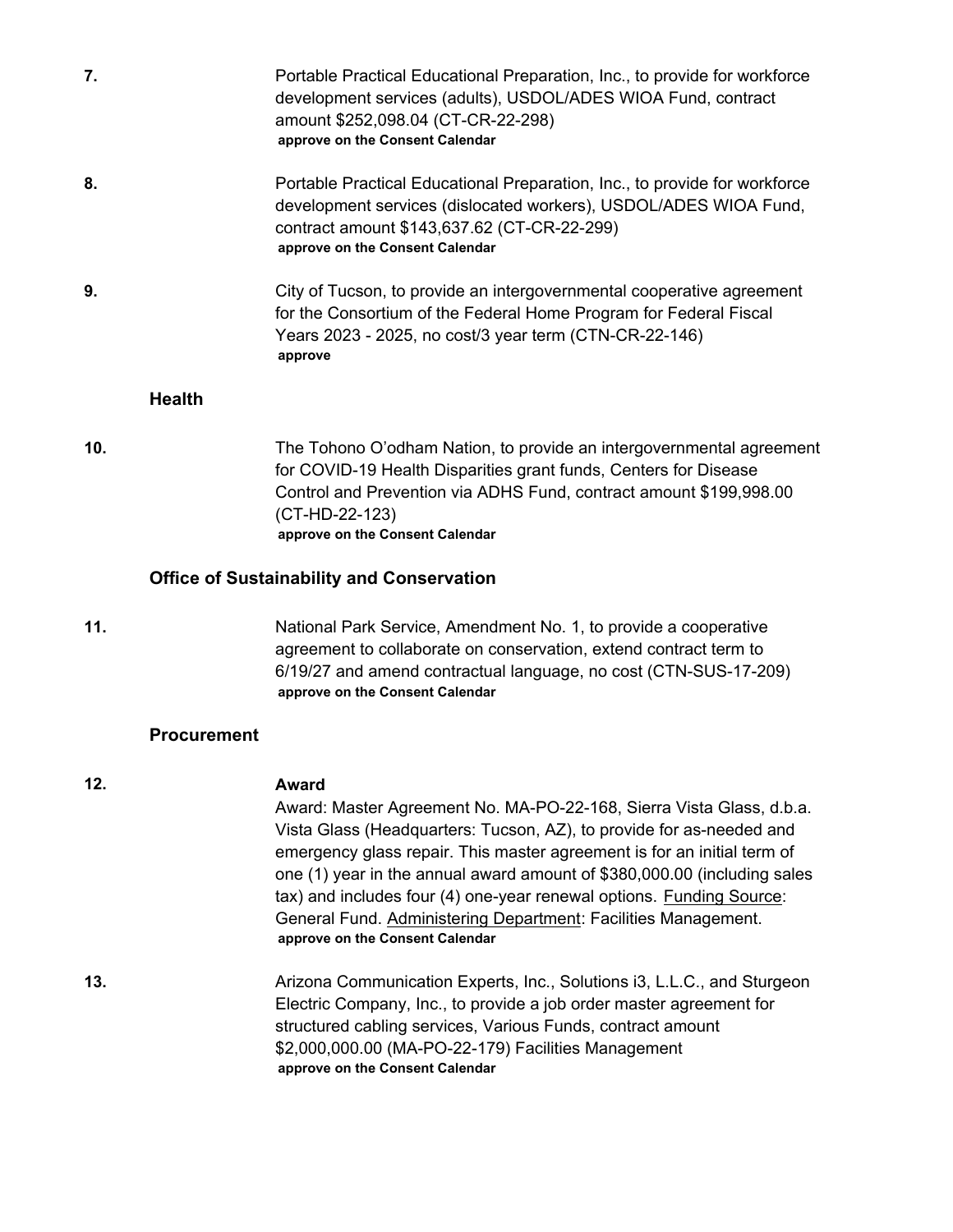**7.** Portable Practical Educational Preparation, Inc., to provide for workforce development services (adults), USDOL/ADES WIOA Fund, contract amount $252,098.04 (CT-CR-22-298)
**approve on the Consent Calendar**

**8.** Portable Practical Educational Preparation, Inc., to provide for workforce development services (dislocated workers), USDOL/ADES WIOA Fund, contract amount $143,637.62 (CT-CR-22-299)
**approve on the Consent Calendar**

**9.** City of Tucson, to provide an intergovernmental cooperative agreement for the Consortium of the Federal Home Program for Federal Fiscal Years 2023 - 2025, no cost/3 year term (CTN-CR-22-146)
**approve**

### Health

**10.** The Tohono O'odham Nation, to provide an intergovernmental agreement for COVID-19 Health Disparities grant funds, Centers for Disease Control and Prevention via ADHS Fund, contract amount $199,998.00 (CT-HD-22-123)
**approve on the Consent Calendar**

### Office of Sustainability and Conservation

**11.** National Park Service, Amendment No. 1, to provide a cooperative agreement to collaborate on conservation, extend contract term to 6/19/27 and amend contractual language, no cost (CTN-SUS-17-209)
**approve on the Consent Calendar**

### Procurement

**12.** **Award**
Award: Master Agreement No. MA-PO-22-168, Sierra Vista Glass, d.b.a. Vista Glass (Headquarters: Tucson, AZ), to provide for as-needed and emergency glass repair. This master agreement is for an initial term of one (1) year in the annual award amount of $380,000.00 (including sales tax) and includes four (4) one-year renewal options. Funding Source: General Fund. Administering Department: Facilities Management.
**approve on the Consent Calendar**

**13.** Arizona Communication Experts, Inc., Solutions i3, L.L.C., and Sturgeon Electric Company, Inc., to provide a job order master agreement for structured cabling services, Various Funds, contract amount $2,000,000.00 (MA-PO-22-179) Facilities Management
**approve on the Consent Calendar**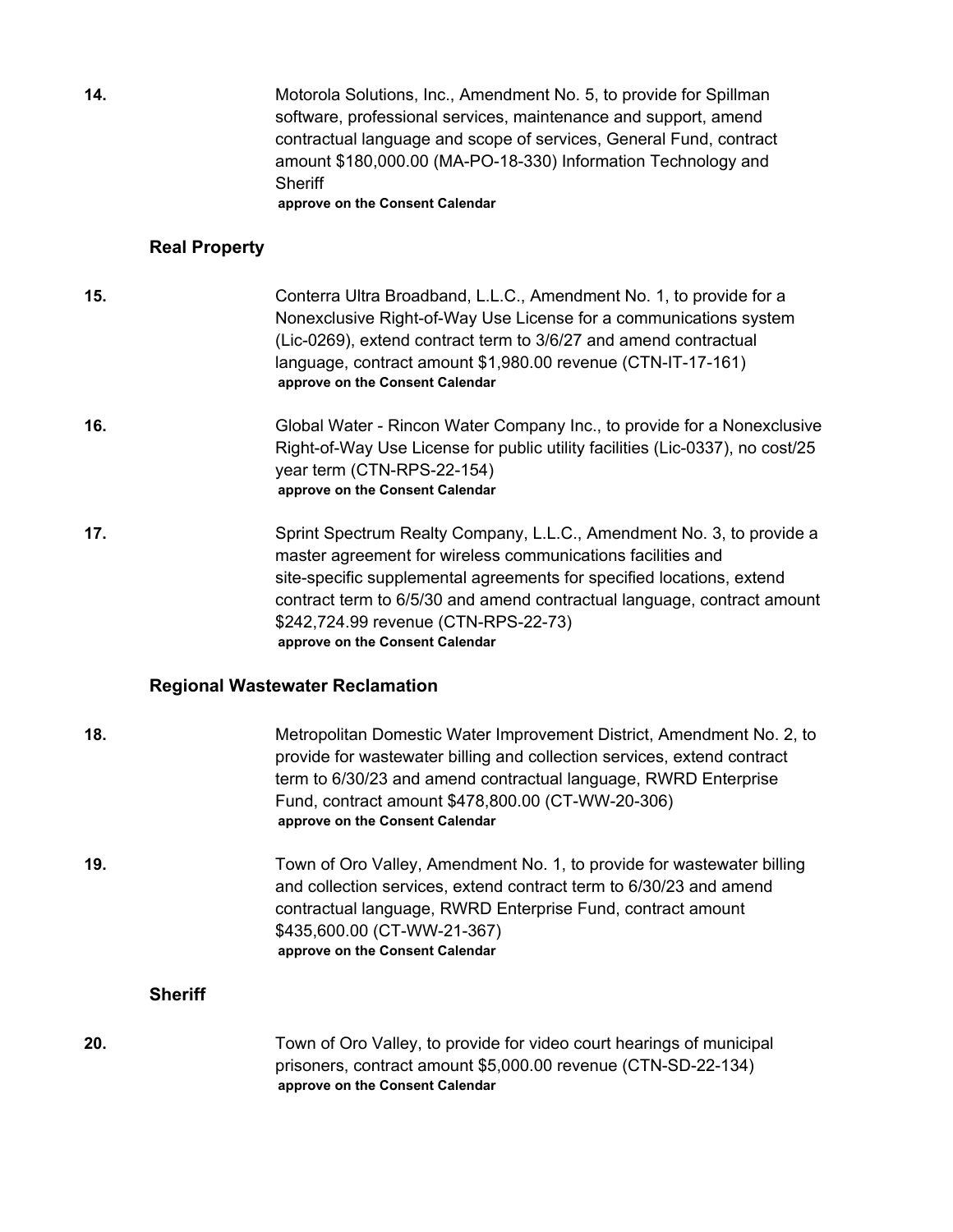**14.** Motorola Solutions, Inc., Amendment No. 5, to provide for Spillman software, professional services, maintenance and support, amend contractual language and scope of services, General Fund, contract amount $180,000.00 (MA-PO-18-330) Information Technology and Sheriff
**approve on the Consent Calendar**

### Real Property

**15.** Conterra Ultra Broadband, L.L.C., Amendment No. 1, to provide for a Nonexclusive Right-of-Way Use License for a communications system (Lic-0269), extend contract term to 3/6/27 and amend contractual language, contract amount $1,980.00 revenue (CTN-IT-17-161)
**approve on the Consent Calendar**

**16.** Global Water - Rincon Water Company Inc., to provide for a Nonexclusive Right-of-Way Use License for public utility facilities (Lic-0337), no cost/25 year term (CTN-RPS-22-154)
**approve on the Consent Calendar**

**17.** Sprint Spectrum Realty Company, L.L.C., Amendment No. 3, to provide a master agreement for wireless communications facilities and site-specific supplemental agreements for specified locations, extend contract term to 6/5/30 and amend contractual language, contract amount $242,724.99 revenue (CTN-RPS-22-73)
**approve on the Consent Calendar**

### Regional Wastewater Reclamation

**18.** Metropolitan Domestic Water Improvement District, Amendment No. 2, to provide for wastewater billing and collection services, extend contract term to 6/30/23 and amend contractual language, RWRD Enterprise Fund, contract amount $478,800.00 (CT-WW-20-306)
**approve on the Consent Calendar**

**19.** Town of Oro Valley, Amendment No. 1, to provide for wastewater billing and collection services, extend contract term to 6/30/23 and amend contractual language, RWRD Enterprise Fund, contract amount $435,600.00 (CT-WW-21-367)
**approve on the Consent Calendar**

### Sheriff

**20.** Town of Oro Valley, to provide for video court hearings of municipal prisoners, contract amount $5,000.00 revenue (CTN-SD-22-134)
**approve on the Consent Calendar**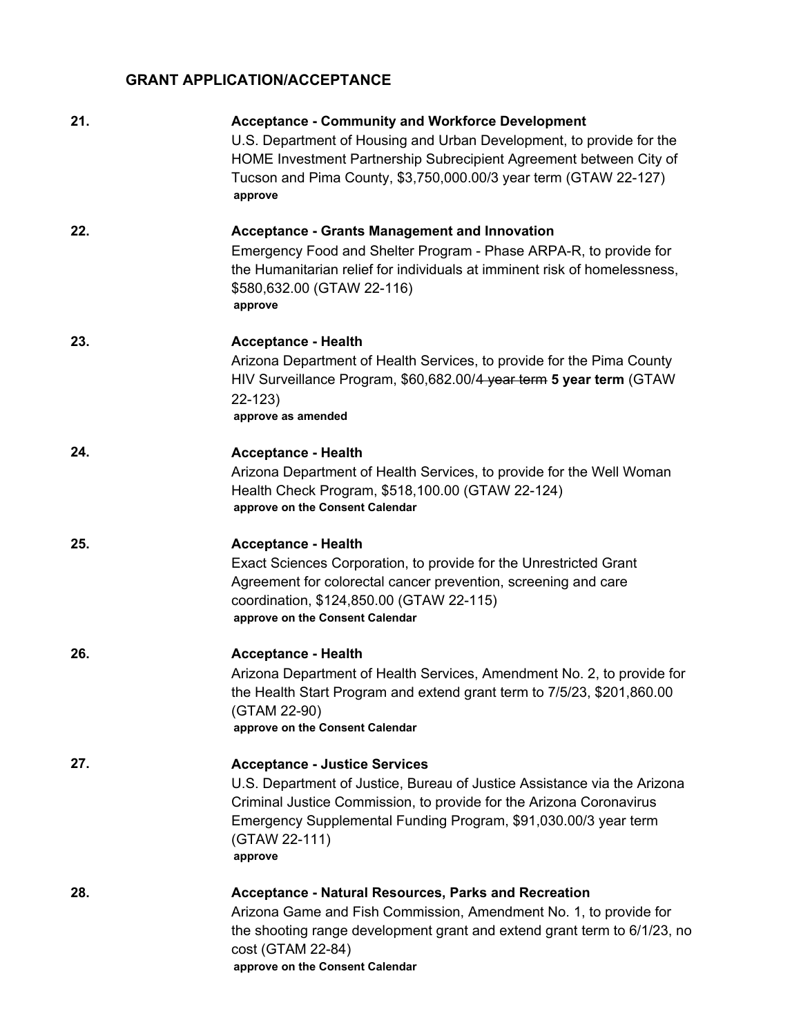### GRANT APPLICATION/ACCEPTANCE

**21.** **Acceptance - Community and Workforce Development**
U.S. Department of Housing and Urban Development, to provide for the HOME Investment Partnership Subrecipient Agreement between City of Tucson and Pima County, $3,750,000.00/3 year term (GTAW 22-127)
**approve**

**22.** **Acceptance - Grants Management and Innovation**
Emergency Food and Shelter Program - Phase ARPA-R, to provide for the Humanitarian relief for individuals at imminent risk of homelessness, $580,632.00 (GTAW 22-116)
**approve**

**23.** **Acceptance - Health**
Arizona Department of Health Services, to provide for the Pima County HIV Surveillance Program, $60,682.00/~~4 year term~~ **5 year term** (GTAW 22-123)
**approve as amended**

**24.** **Acceptance - Health**
Arizona Department of Health Services, to provide for the Well Woman Health Check Program, $518,100.00 (GTAW 22-124)
**approve on the Consent Calendar**

**25.** **Acceptance - Health**
Exact Sciences Corporation, to provide for the Unrestricted Grant Agreement for colorectal cancer prevention, screening and care coordination, $124,850.00 (GTAW 22-115)
**approve on the Consent Calendar**

**26.** **Acceptance - Health**
Arizona Department of Health Services, Amendment No. 2, to provide for the Health Start Program and extend grant term to 7/5/23, $201,860.00 (GTAM 22-90)
**approve on the Consent Calendar**

**27.** **Acceptance - Justice Services**
U.S. Department of Justice, Bureau of Justice Assistance via the Arizona Criminal Justice Commission, to provide for the Arizona Coronavirus Emergency Supplemental Funding Program, $91,030.00/3 year term (GTAW 22-111)
**approve**

**28.** **Acceptance - Natural Resources, Parks and Recreation**
Arizona Game and Fish Commission, Amendment No. 1, to provide for the shooting range development grant and extend grant term to 6/1/23, no cost (GTAM 22-84)
**approve on the Consent Calendar**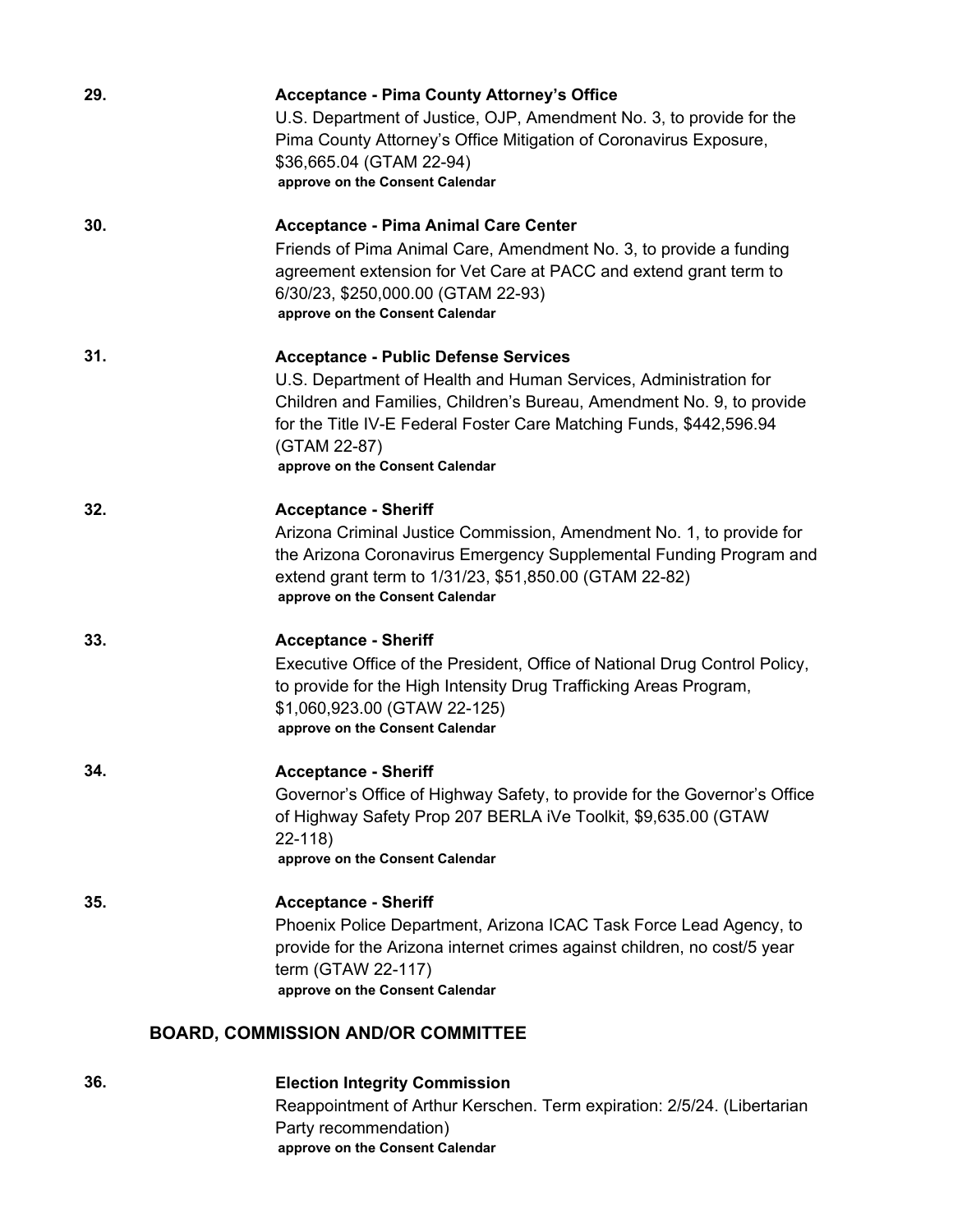**29.** **Acceptance - Pima County Attorney's Office**

U.S. Department of Justice, OJP, Amendment No. 3, to provide for the Pima County Attorney's Office Mitigation of Coronavirus Exposure, $36,665.04 (GTAM 22-94)

**approve on the Consent Calendar**

**30.** **Acceptance - Pima Animal Care Center**

Friends of Pima Animal Care, Amendment No. 3, to provide a funding agreement extension for Vet Care at PACC and extend grant term to 6/30/23, $250,000.00 (GTAM 22-93)

**approve on the Consent Calendar**

**31.** **Acceptance - Public Defense Services**

U.S. Department of Health and Human Services, Administration for Children and Families, Children's Bureau, Amendment No. 9, to provide for the Title IV-E Federal Foster Care Matching Funds, $442,596.94 (GTAM 22-87)

**approve on the Consent Calendar**

**32.** **Acceptance - Sheriff**

Arizona Criminal Justice Commission, Amendment No. 1, to provide for the Arizona Coronavirus Emergency Supplemental Funding Program and extend grant term to 1/31/23, $51,850.00 (GTAM 22-82)

**approve on the Consent Calendar**

**33.** **Acceptance - Sheriff**

Executive Office of the President, Office of National Drug Control Policy, to provide for the High Intensity Drug Trafficking Areas Program, $1,060,923.00 (GTAW 22-125)

**approve on the Consent Calendar**

**34.** **Acceptance - Sheriff**

Governor's Office of Highway Safety, to provide for the Governor's Office of Highway Safety Prop 207 BERLA iVe Toolkit, $9,635.00 (GTAW 22-118)

**approve on the Consent Calendar**

**35.** **Acceptance - Sheriff**

Phoenix Police Department, Arizona ICAC Task Force Lead Agency, to provide for the Arizona internet crimes against children, no cost/5 year term (GTAW 22-117)

**approve on the Consent Calendar**

## BOARD, COMMISSION AND/OR COMMITTEE

**36.** **Election Integrity Commission**

Reappointment of Arthur Kerschen. Term expiration: 2/5/24. (Libertarian Party recommendation)

**approve on the Consent Calendar**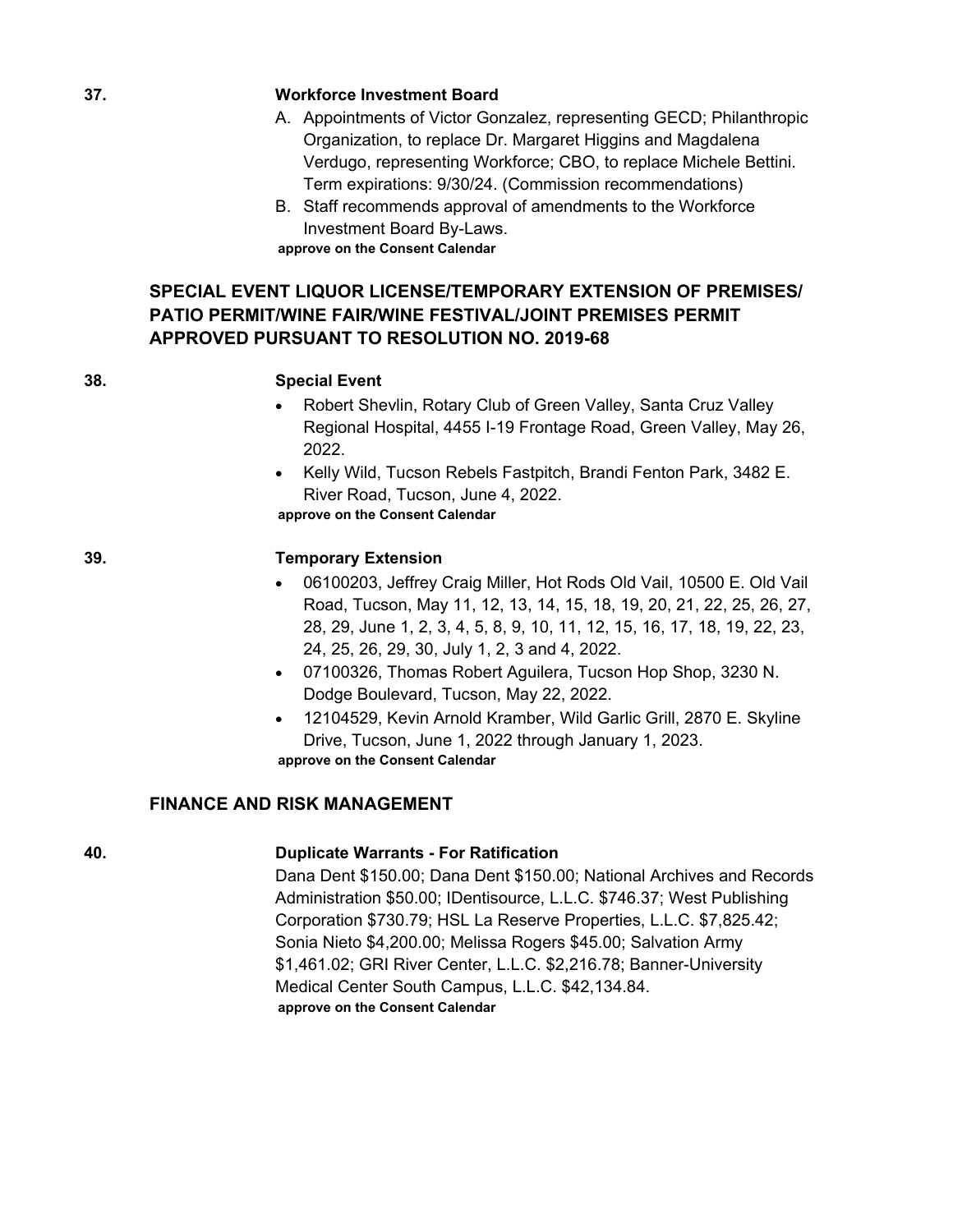**37.** **Workforce Investment Board**

A. Appointments of Victor Gonzalez, representing GECD; Philanthropic Organization, to replace Dr. Margaret Higgins and Magdalena Verdugo, representing Workforce; CBO, to replace Michele Bettini. Term expirations: 9/30/24. (Commission recommendations)

B. Staff recommends approval of amendments to the Workforce Investment Board By-Laws.

**approve on the Consent Calendar**

## SPECIAL EVENT LIQUOR LICENSE/TEMPORARY EXTENSION OF PREMISES/ PATIO PERMIT/WINE FAIR/WINE FESTIVAL/JOINT PREMISES PERMIT APPROVED PURSUANT TO RESOLUTION NO. 2019-68

**38.** **Special Event**

- Robert Shevlin, Rotary Club of Green Valley, Santa Cruz Valley Regional Hospital, 4455 I-19 Frontage Road, Green Valley, May 26, 2022.
- Kelly Wild, Tucson Rebels Fastpitch, Brandi Fenton Park, 3482 E. River Road, Tucson, June 4, 2022.

**approve on the Consent Calendar**

**39.** **Temporary Extension**

- 06100203, Jeffrey Craig Miller, Hot Rods Old Vail, 10500 E. Old Vail Road, Tucson, May 11, 12, 13, 14, 15, 18, 19, 20, 21, 22, 25, 26, 27, 28, 29, June 1, 2, 3, 4, 5, 8, 9, 10, 11, 12, 15, 16, 17, 18, 19, 22, 23, 24, 25, 26, 29, 30, July 1, 2, 3 and 4, 2022.
- 07100326, Thomas Robert Aguilera, Tucson Hop Shop, 3230 N. Dodge Boulevard, Tucson, May 22, 2022.
- 12104529, Kevin Arnold Kramber, Wild Garlic Grill, 2870 E. Skyline Drive, Tucson, June 1, 2022 through January 1, 2023.

**approve on the Consent Calendar**

## FINANCE AND RISK MANAGEMENT

**40.** **Duplicate Warrants - For Ratification**

Dana Dent $150.00; Dana Dent $150.00; National Archives and Records Administration $50.00; IDentisource, L.L.C. $746.37; West Publishing Corporation $730.79; HSL La Reserve Properties, L.L.C. $7,825.42; Sonia Nieto $4,200.00; Melissa Rogers $45.00; Salvation Army $1,461.02; GRI River Center, L.L.C. $2,216.78; Banner-University Medical Center South Campus, L.L.C. $42,134.84.

**approve on the Consent Calendar**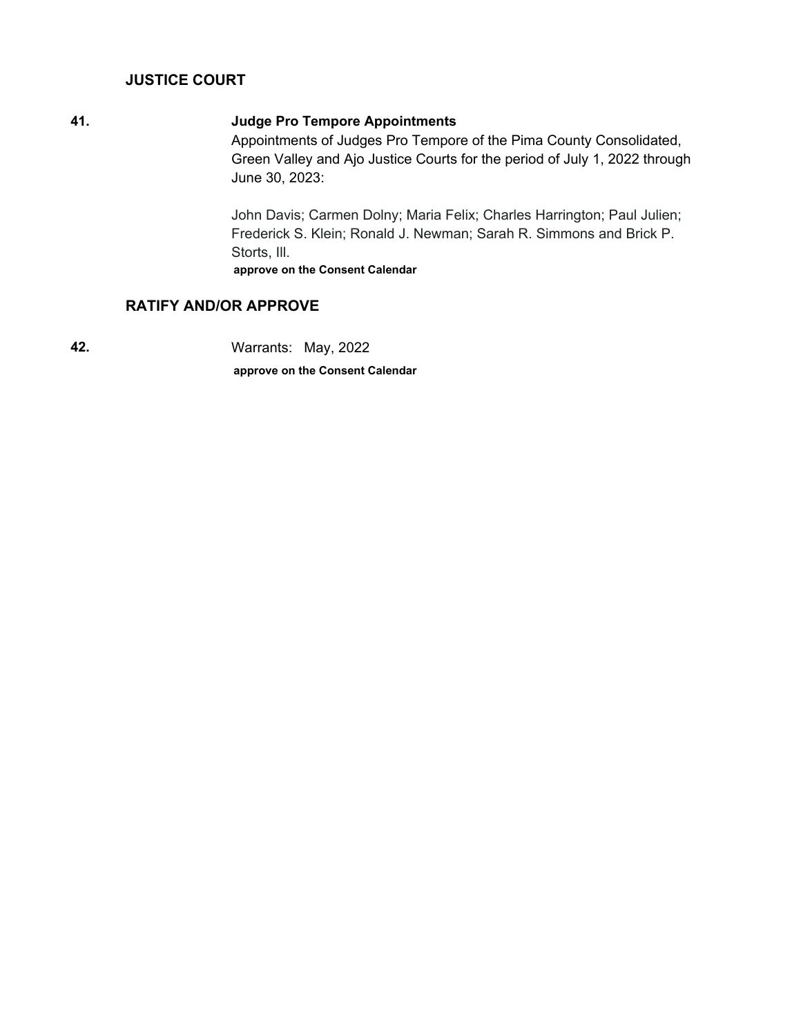## JUSTICE COURT

**41.** **Judge Pro Tempore Appointments**

Appointments of Judges Pro Tempore of the Pima County Consolidated, Green Valley and Ajo Justice Courts for the period of July 1, 2022 through June 30, 2023:

John Davis; Carmen Dolny; Maria Felix; Charles Harrington; Paul Julien; Frederick S. Klein; Ronald J. Newman; Sarah R. Simmons and Brick P. Storts, Ill.

**approve on the Consent Calendar**

## RATIFY AND/OR APPROVE

**42.** Warrants: May, 2022

**approve on the Consent Calendar**